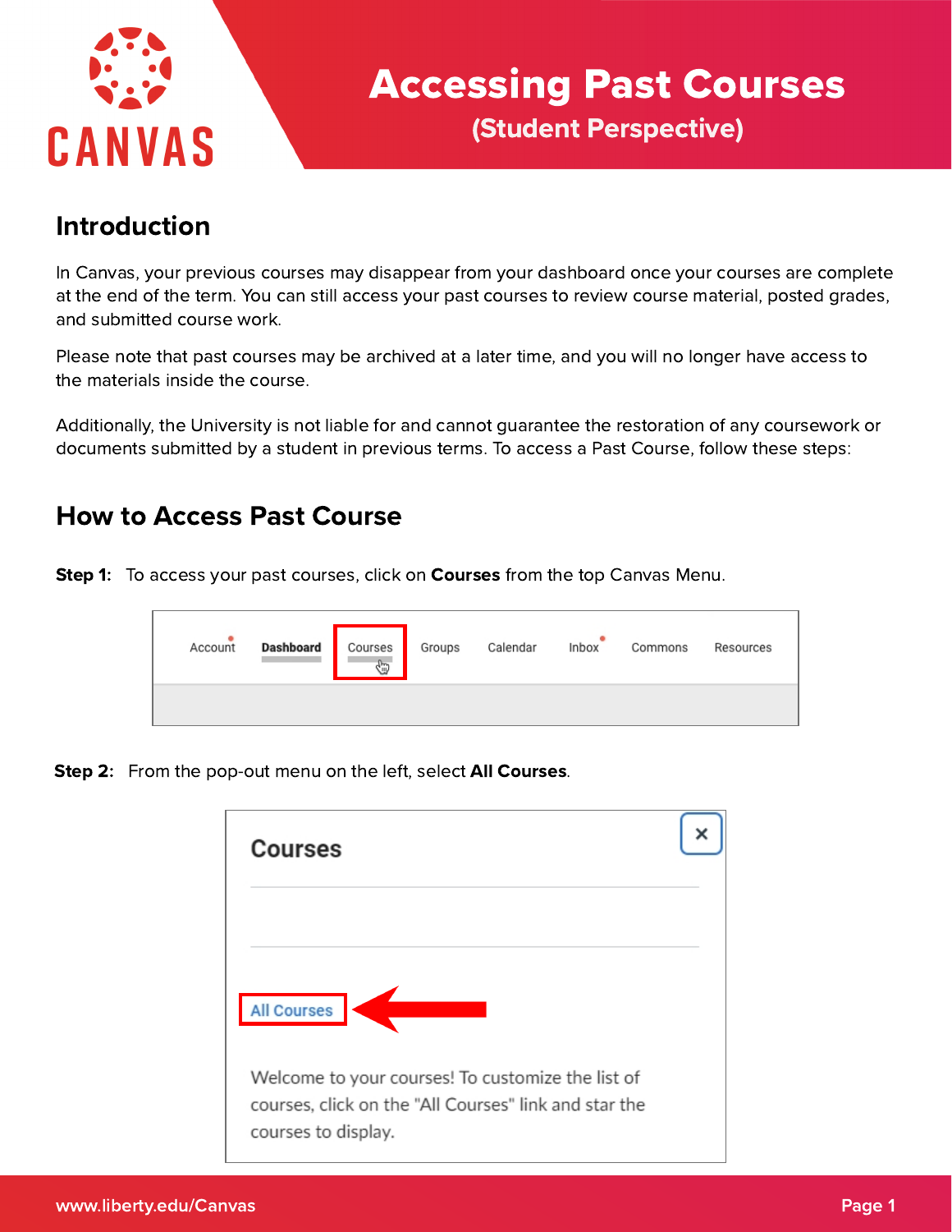# Accessing Past Courses

## (Student Perspective)

## Introduction

In Canvas, your previous courses may disappear from your dashboard once your courses are complete at the end of the term. You can still access your past courses to review course material, posted grades, and submitted course work.

Please note that past courses may be archived at a later time, and you will no longer have access to the materials inside the course.

Additionally, the University is not liable for and cannot guarantee the restoration of any coursework or documents submitted by a student in previous terms. To access a Past Course, follow these steps:

## How to Access Past Course

**Step 1:** To access your past courses, click on **Courses** from the top Canvas Menu.

**Step 2:** From the pop-out menu on the left, select **All Courses**.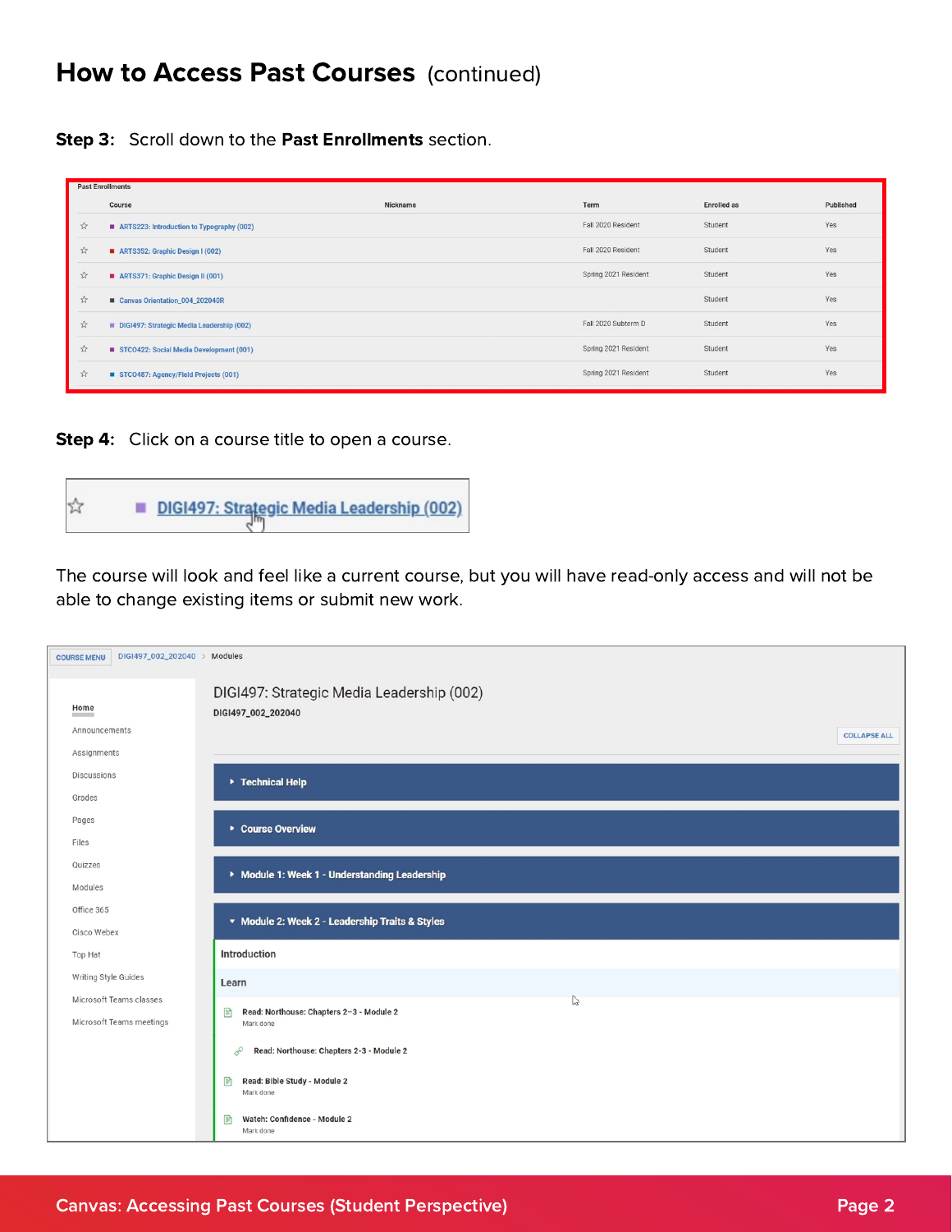## How to Access Past Courses (continued)

**Step 3:** Scroll down to the **Past Enrollments** section.

Past Enrollments

| | Course | Nickname | Term | Enrolled as | Published |
|---|---|---|---|---|---|
| ☆ | ARTS223: Introduction to Typography (002) | | Fall 2020 Resident | Student | Yes |
| ☆ | ARTS352: Graphic Design I (002) | | Fall 2020 Resident | Student | Yes |
| ☆ | ARTS371: Graphic Design II (001) | | Spring 2021 Resident | Student | Yes |
| ☆ | Canvas Orientation_004_202040R | | | Student | Yes |
| ☆ | DIGI497: Strategic Media Leadership (002) | | Fall 2020 Subterm D | Student | Yes |
| ☆ | STCO422: Social Media Development (001) | | Spring 2021 Resident | Student | Yes |
| ☆ | STCO487: Agency/Field Projects (001) | | Spring 2021 Resident | Student | Yes |

**Step 4:** Click on a course title to open a course.

☆ DIGI497: Strategic Media Leadership (002)

The course will look and feel like a current course, but you will have read-only access and will not be able to change existing items or submit new work.

COURSE MENU | DIGI497_002_202040 > Modules

- Home
- Announcements
- Assignments
- Discussions
- Grades
- Pages
- Files
- Quizzes
- Modules
- Office 365
- Cisco Webex
- Top Hat
- Writing Style Guides
- Microsoft Teams classes
- Microsoft Teams meetings

DIGI497: Strategic Media Leadership (002)

DIGI497_002_202040

COLLAPSE ALL

- Technical Help
- Course Overview
- Module 1: Week 1 - Understanding Leadership
- Module 2: Week 2 - Leadership Traits & Styles
  - Introduction
  - Learn
  - Read: Northouse: Chapters 2–3 - Module 2 (Mark done)
  - Read: Northouse: Chapters 2-3 - Module 2
  - Read: Bible Study - Module 2 (Mark done)
  - Watch: Confidence - Module 2 (Mark done)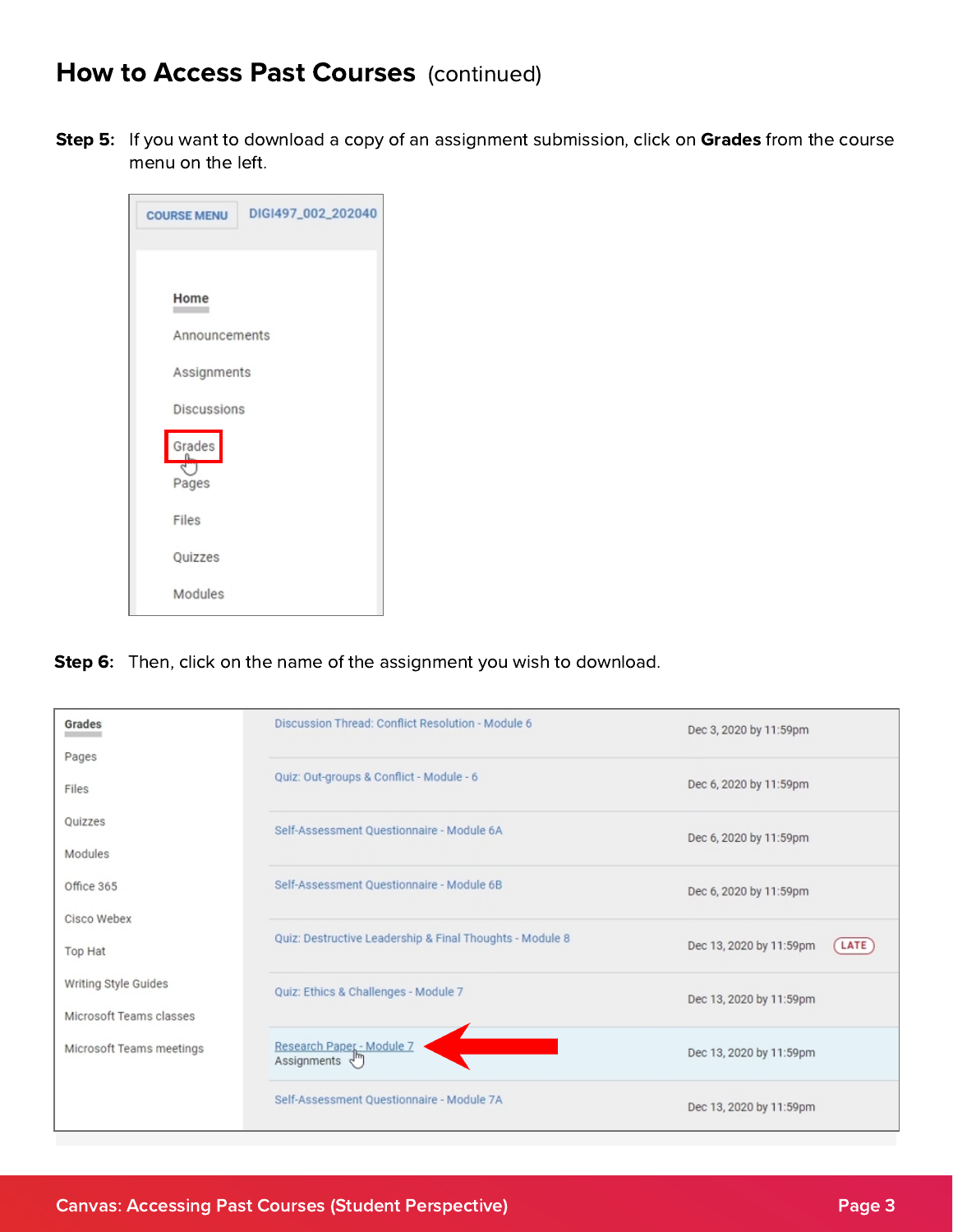# How to Access Past Courses (continued)

**Step 5:** If you want to download a copy of an assignment submission, click on **Grades** from the course menu on the left.

**Step 6:** Then, click on the name of the assignment you wish to download.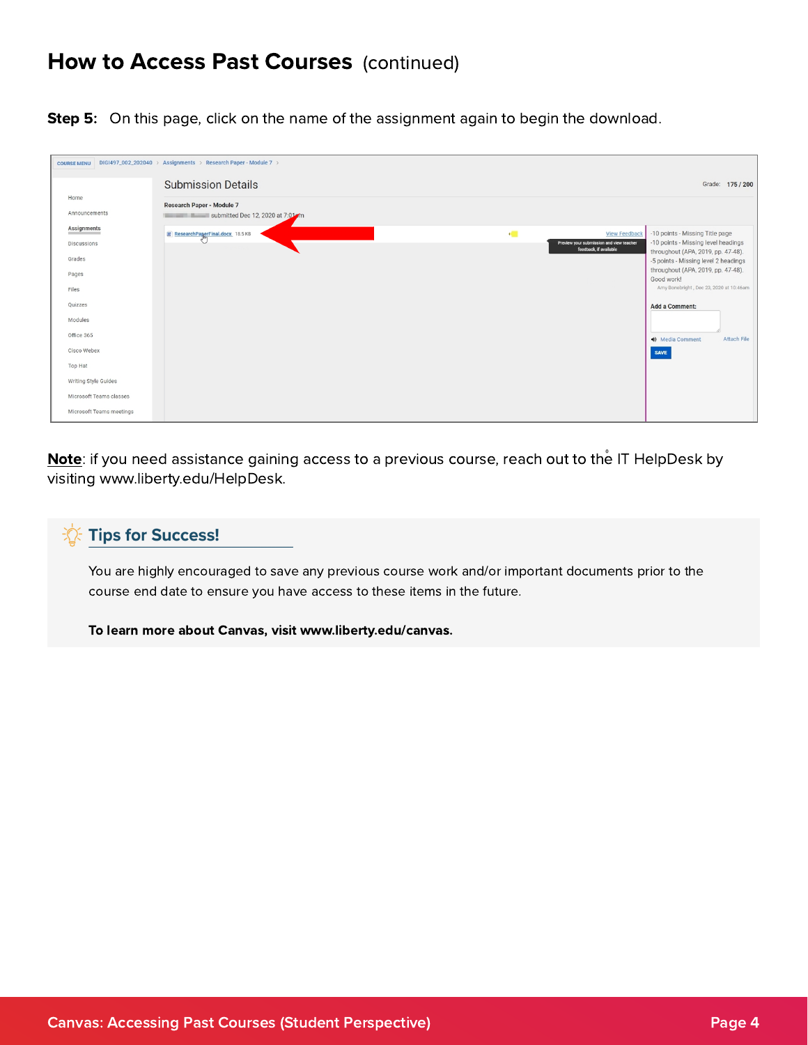# How to Access Past Courses (continued)

**Step 5:** On this page, click on the name of the assignment again to begin the download.

**Note**: if you need assistance gaining access to a previous course, reach out to the IT HelpDesk by visiting www.liberty.edu/HelpDesk.

## Tips for Success!

You are highly encouraged to save any previous course work and/or important documents prior to the course end date to ensure you have access to these items in the future.

**To learn more about Canvas, visit www.liberty.edu/canvas.**